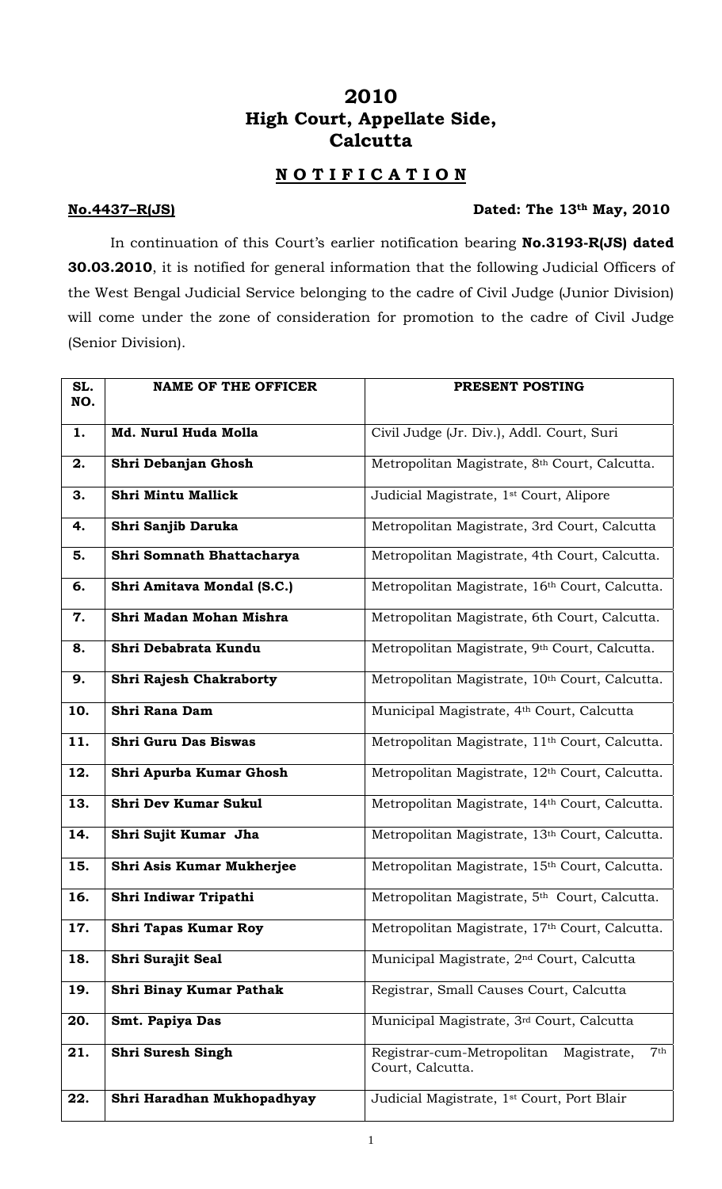# 2010
# High Court, Appellate Side,
# Calcutta

## NOTIFICATION

**No.4437–R(JS)** **Dated: The 13th May, 2010**

In continuation of this Court's earlier notification bearing **No.3193-R(JS) dated 30.03.2010**, it is notified for general information that the following Judicial Officers of the West Bengal Judicial Service belonging to the cadre of Civil Judge (Junior Division) will come under the zone of consideration for promotion to the cadre of Civil Judge (Senior Division).

| SL. NO. | NAME OF THE OFFICER | PRESENT POSTING |
|---|---|---|
| 1. | **Md. Nurul Huda Molla** | Civil Judge (Jr. Div.), Addl. Court, Suri |
| 2. | **Shri Debanjan Ghosh** | Metropolitan Magistrate, 8th Court, Calcutta. |
| 3. | **Shri Mintu Mallick** | Judicial Magistrate, 1st Court, Alipore |
| 4. | **Shri Sanjib Daruka** | Metropolitan Magistrate, 3rd Court, Calcutta |
| 5. | **Shri Somnath Bhattacharya** | Metropolitan Magistrate, 4th Court, Calcutta. |
| 6. | **Shri Amitava Mondal (S.C.)** | Metropolitan Magistrate, 16th Court, Calcutta. |
| 7. | **Shri Madan Mohan Mishra** | Metropolitan Magistrate, 6th Court, Calcutta. |
| 8. | **Shri Debabrata Kundu** | Metropolitan Magistrate, 9th Court, Calcutta. |
| 9. | **Shri Rajesh Chakraborty** | Metropolitan Magistrate, 10th Court, Calcutta. |
| 10. | **Shri Rana Dam** | Municipal Magistrate, 4th Court, Calcutta |
| 11. | **Shri Guru Das Biswas** | Metropolitan Magistrate, 11th Court, Calcutta. |
| 12. | **Shri Apurba Kumar Ghosh** | Metropolitan Magistrate, 12th Court, Calcutta. |
| 13. | **Shri Dev Kumar Sukul** | Metropolitan Magistrate, 14th Court, Calcutta. |
| 14. | **Shri Sujit Kumar Jha** | Metropolitan Magistrate, 13th Court, Calcutta. |
| 15. | **Shri Asis Kumar Mukherjee** | Metropolitan Magistrate, 15th Court, Calcutta. |
| 16. | **Shri Indiwar Tripathi** | Metropolitan Magistrate, 5th Court, Calcutta. |
| 17. | **Shri Tapas Kumar Roy** | Metropolitan Magistrate, 17th Court, Calcutta. |
| 18. | **Shri Surajit Seal** | Municipal Magistrate, 2nd Court, Calcutta |
| 19. | **Shri Binay Kumar Pathak** | Registrar, Small Causes Court, Calcutta |
| 20. | **Smt. Papiya Das** | Municipal Magistrate, 3rd Court, Calcutta |
| 21. | **Shri Suresh Singh** | Registrar-cum-Metropolitan Magistrate, 7th Court, Calcutta. |
| 22. | **Shri Haradhan Mukhopadhyay** | Judicial Magistrate, 1st Court, Port Blair |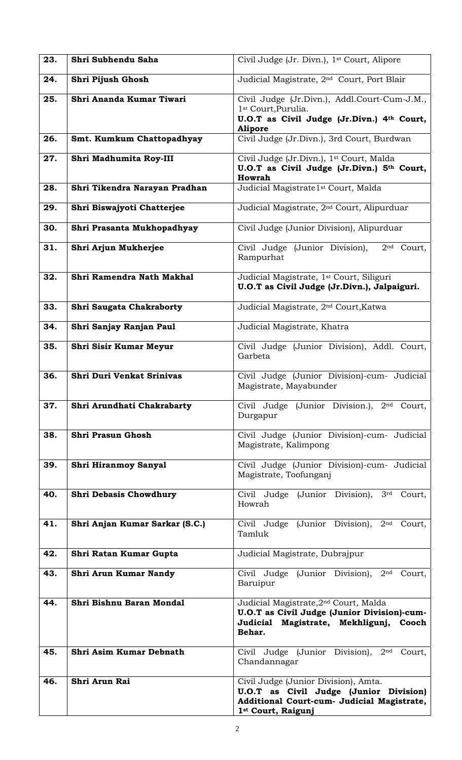| 23. | **Shri Subhendu Saha** | Civil Judge (Jr. Divn.), 1st Court, Alipore |
|---|---|---|
| 24. | **Shri Pijush Ghosh** | Judicial Magistrate, 2nd Court, Port Blair |
| 25. | **Shri Ananda Kumar Tiwari** | Civil Judge (Jr.Divn.), Addl.Court-Cum-J.M., 1st Court,Purulia. **U.O.T as Civil Judge (Jr.Divn.) 4th Court, Alipore** |
| 26. | **Smt. Kumkum Chattopadhyay** | Civil Judge (Jr.Divn.), 3rd Court, Burdwan |
| 27. | **Shri Madhumita Roy-III** | Civil Judge (Jr.Divn.), 1st Court, Malda **U.O.T as Civil Judge (Jr.Divn.) 5th Court, Howrah** |
| 28. | **Shri Tikendra Narayan Pradhan** | Judicial Magistrate1st Court, Malda |
| 29. | **Shri Biswajyoti Chatterjee** | Judicial Magistrate, 2nd Court, Alipurduar |
| 30. | **Shri Prasanta Mukhopadhyay** | Civil Judge (Junior Division), Alipurduar |
| 31. | **Shri Arjun Mukherjee** | Civil Judge (Junior Division), 2nd Court, Rampurhat |
| 32. | **Shri Ramendra Nath Makhal** | Judicial Magistrate, 1st Court, Siliguri **U.O.T as Civil Judge (Jr.Divn.), Jalpaiguri.** |
| 33. | **Shri Saugata Chakraborty** | Judicial Magistrate, 2nd Court,Katwa |
| 34. | **Shri Sanjay Ranjan Paul** | Judicial Magistrate, Khatra |
| 35. | **Shri Sisir Kumar Meyur** | Civil Judge (Junior Division), Addl. Court, Garbeta |
| 36. | **Shri Duri Venkat Srinivas** | Civil Judge (Junior Division)-cum- Judicial Magistrate, Mayabunder |
| 37. | **Shri Arundhati Chakrabarty** | Civil Judge (Junior Division.), 2nd Court, Durgapur |
| 38. | **Shri Prasun Ghosh** | Civil Judge (Junior Division)-cum- Judicial Magistrate, Kalimpong |
| 39. | **Shri Hiranmoy Sanyal** | Civil Judge (Junior Division)-cum- Judicial Magistrate, Toofunganj |
| 40. | **Shri Debasis Chowdhury** | Civil Judge (Junior Division), 3rd Court, Howrah |
| 41. | **Shri Anjan Kumar Sarkar (S.C.)** | Civil Judge (Junior Division), 2nd Court, Tamluk |
| 42. | **Shri Ratan Kumar Gupta** | Judicial Magistrate, Dubrajpur |
| 43. | **Shri Arun Kumar Nandy** | Civil Judge (Junior Division), 2nd Court, Baruipur |
| 44. | **Shri Bishnu Baran Mondal** | Judicial Magistrate,2nd Court, Malda **U.O.T as Civil Judge (Junior Division)-cum- Judicial Magistrate, Mekhligunj, Cooch Behar.** |
| 45. | **Shri Asim Kumar Debnath** | Civil Judge (Junior Division), 2nd Court, Chandannagar |
| 46. | **Shri Arun Rai** | Civil Judge (Junior Division), Amta. **U.O.T as Civil Judge (Junior Division) Additional Court-cum- Judicial Magistrate, 1st Court, Raigunj** |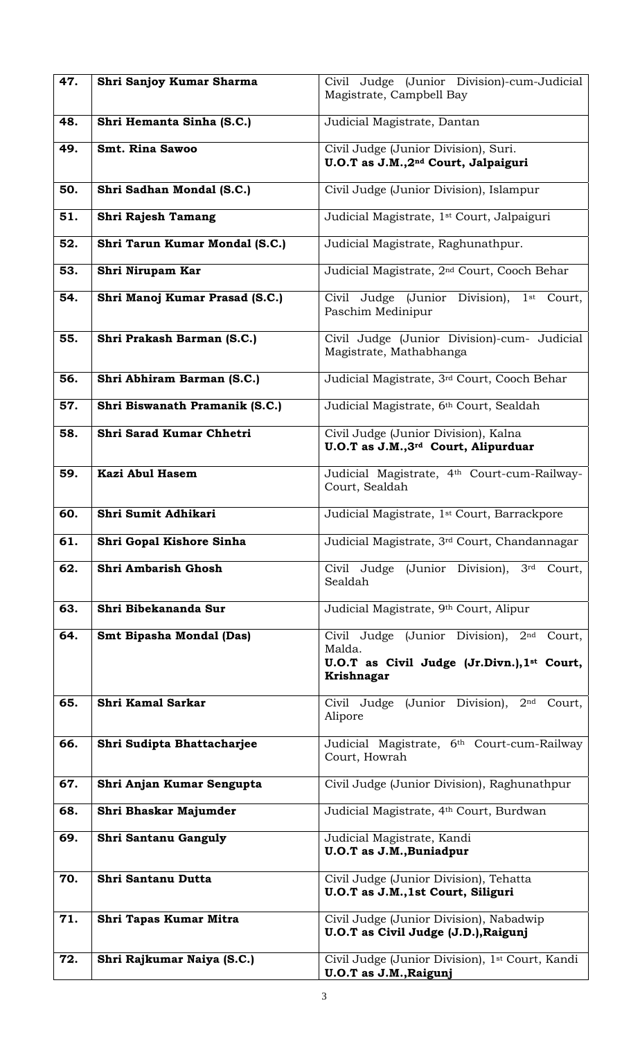| 47. | **Shri Sanjoy Kumar Sharma** | Civil Judge (Junior Division)-cum-Judicial Magistrate, Campbell Bay |
|---|---|---|
| 48. | **Shri Hemanta Sinha (S.C.)** | Judicial Magistrate, Dantan |
| 49. | **Smt. Rina Sawoo** | Civil Judge (Junior Division), Suri.<br>**U.O.T as J.M.,2nd Court, Jalpaiguri** |
| 50. | **Shri Sadhan Mondal (S.C.)** | Civil Judge (Junior Division), Islampur |
| 51. | **Shri Rajesh Tamang** | Judicial Magistrate, 1st Court, Jalpaiguri |
| 52. | **Shri Tarun Kumar Mondal (S.C.)** | Judicial Magistrate, Raghunathpur. |
| 53. | **Shri Nirupam Kar** | Judicial Magistrate, 2nd Court, Cooch Behar |
| 54. | **Shri Manoj Kumar Prasad (S.C.)** | Civil Judge (Junior Division), 1st Court, Paschim Medinipur |
| 55. | **Shri Prakash Barman (S.C.)** | Civil Judge (Junior Division)-cum- Judicial Magistrate, Mathabhanga |
| 56. | **Shri Abhiram Barman (S.C.)** | Judicial Magistrate, 3rd Court, Cooch Behar |
| 57. | **Shri Biswanath Pramanik (S.C.)** | Judicial Magistrate, 6th Court, Sealdah |
| 58. | **Shri Sarad Kumar Chhetri** | Civil Judge (Junior Division), Kalna<br>**U.O.T as J.M.,3rd Court, Alipurduar** |
| 59. | **Kazi Abul Hasem** | Judicial Magistrate, 4th Court-cum-Railway-Court, Sealdah |
| 60. | **Shri Sumit Adhikari** | Judicial Magistrate, 1st Court, Barrackpore |
| 61. | **Shri Gopal Kishore Sinha** | Judicial Magistrate, 3rd Court, Chandannagar |
| 62. | **Shri Ambarish Ghosh** | Civil Judge (Junior Division), 3rd Court, Sealdah |
| 63. | **Shri Bibekananda Sur** | Judicial Magistrate, 9th Court, Alipur |
| 64. | **Smt Bipasha Mondal (Das)** | Civil Judge (Junior Division), 2nd Court, Malda.<br>**U.O.T as Civil Judge (Jr.Divn.),1st Court, Krishnagar** |
| 65. | **Shri Kamal Sarkar** | Civil Judge (Junior Division), 2nd Court, Alipore |
| 66. | **Shri Sudipta Bhattacharjee** | Judicial Magistrate, 6th Court-cum-Railway Court, Howrah |
| 67. | **Shri Anjan Kumar Sengupta** | Civil Judge (Junior Division), Raghunathpur |
| 68. | **Shri Bhaskar Majumder** | Judicial Magistrate, 4th Court, Burdwan |
| 69. | **Shri Santanu Ganguly** | Judicial Magistrate, Kandi<br>**U.O.T as J.M.,Buniadpur** |
| 70. | **Shri Santanu Dutta** | Civil Judge (Junior Division), Tehatta<br>**U.O.T as J.M.,1st Court, Siliguri** |
| 71. | **Shri Tapas Kumar Mitra** | Civil Judge (Junior Division), Nabadwip<br>**U.O.T as Civil Judge (J.D.),Raigunj** |
| 72. | **Shri Rajkumar Naiya (S.C.)** | Civil Judge (Junior Division), 1st Court, Kandi<br>**U.O.T as J.M.,Raigunj** |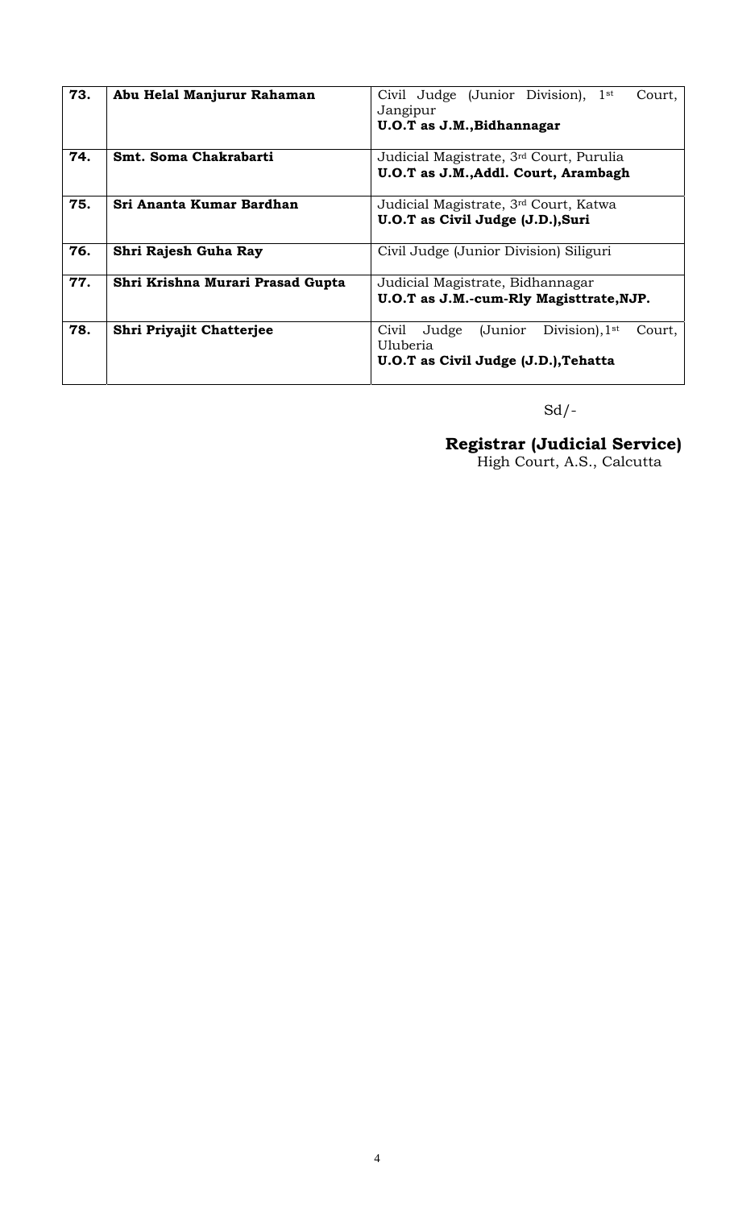| | | |
|---|---|---|
| **73.** | **Abu Helal Manjurur Rahaman** | Civil Judge (Junior Division), 1st Court, Jangipur<br>**U.O.T as J.M.,Bidhannagar** |
| **74.** | **Smt. Soma Chakrabarti** | Judicial Magistrate, 3rd Court, Purulia<br>**U.O.T as J.M.,Addl. Court, Arambagh** |
| **75.** | **Sri Ananta Kumar Bardhan** | Judicial Magistrate, 3rd Court, Katwa<br>**U.O.T as Civil Judge (J.D.),Suri** |
| **76.** | **Shri Rajesh Guha Ray** | Civil Judge (Junior Division) Siliguri |
| **77.** | **Shri Krishna Murari Prasad Gupta** | Judicial Magistrate, Bidhannagar<br>**U.O.T as J.M.-cum-Rly Magisttrate,NJP.** |
| **78.** | **Shri Priyajit Chatterjee** | Civil Judge (Junior Division),1st Court, Uluberia<br>**U.O.T as Civil Judge (J.D.),Tehatta** |

Sd/-

**Registrar (Judicial Service)**
High Court, A.S., Calcutta